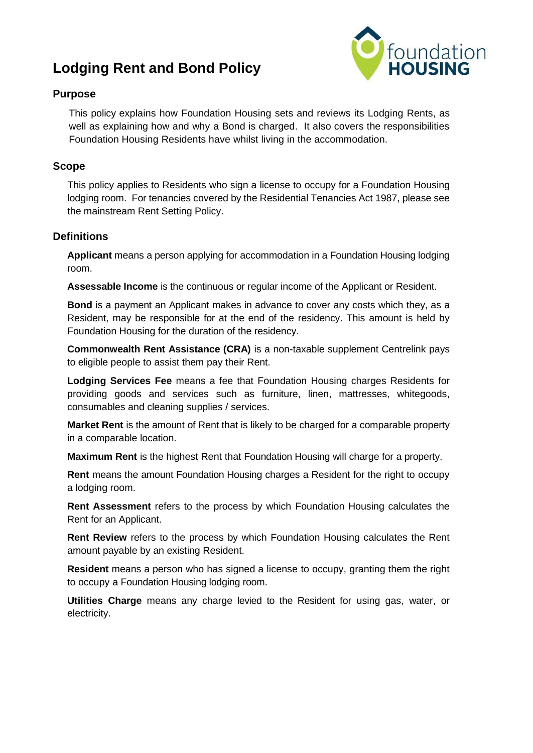# Lodging Rent and Bond Policy

## Purpose

This policy explains how Foundation Housing sets and reviews its Lodging Rents, as well as explaining how and why a Bond is charged. It also covers the responsibilities Foundation Housing Residents have whilst living in the accommodation.

## Scope

This policy applies to Residents who sign a license to occupy for a Foundation Housing lodging room. For tenancies covered by the Residential Tenancies Act 1987, please see the mainstream Rent Setting Policy.

## Definitions

**Applicant** means a person applying for accommodation in a Foundation Housing lodging room.

**Assessable Income** is the continuous or regular income of the Applicant or Resident.

**Bond** is a payment an Applicant makes in advance to cover any costs which they, as a Resident, may be responsible for at the end of the residency. This amount is held by Foundation Housing for the duration of the residency.

**Commonwealth Rent Assistance (CRA)** is a non-taxable supplement Centrelink pays to eligible people to assist them pay their Rent.

**Lodging Services Fee** means a fee that Foundation Housing charges Residents for providing goods and services such as furniture, linen, mattresses, whitegoods, consumables and cleaning supplies / services.

**Market Rent** is the amount of Rent that is likely to be charged for a comparable property in a comparable location.

**Maximum Rent** is the highest Rent that Foundation Housing will charge for a property.

**Rent** means the amount Foundation Housing charges a Resident for the right to occupy a lodging room.

**Rent Assessment** refers to the process by which Foundation Housing calculates the Rent for an Applicant.

**Rent Review** refers to the process by which Foundation Housing calculates the Rent amount payable by an existing Resident.

**Resident** means a person who has signed a license to occupy, granting them the right to occupy a Foundation Housing lodging room.

**Utilities Charge** means any charge levied to the Resident for using gas, water, or electricity.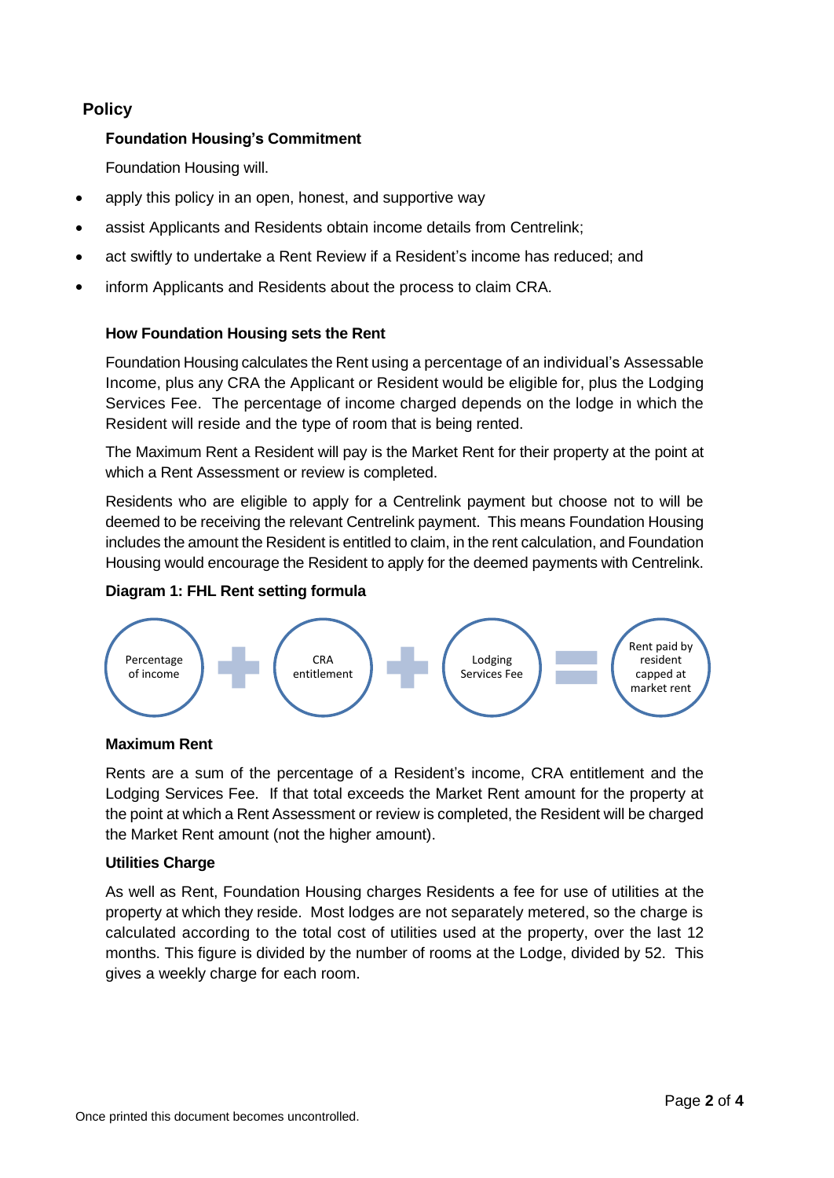## Policy

### Foundation Housing's Commitment

Foundation Housing will.

- apply this policy in an open, honest, and supportive way
- assist Applicants and Residents obtain income details from Centrelink;
- act swiftly to undertake a Rent Review if a Resident's income has reduced; and
- inform Applicants and Residents about the process to claim CRA.

### How Foundation Housing sets the Rent

Foundation Housing calculates the Rent using a percentage of an individual's Assessable Income, plus any CRA the Applicant or Resident would be eligible for, plus the Lodging Services Fee. The percentage of income charged depends on the lodge in which the Resident will reside and the type of room that is being rented.

The Maximum Rent a Resident will pay is the Market Rent for their property at the point at which a Rent Assessment or review is completed.

Residents who are eligible to apply for a Centrelink payment but choose not to will be deemed to be receiving the relevant Centrelink payment. This means Foundation Housing includes the amount the Resident is entitled to claim, in the rent calculation, and Foundation Housing would encourage the Resident to apply for the deemed payments with Centrelink.

**Diagram 1: FHL Rent setting formula**

Percentage of income + CRA entitlement + Lodging Services Fee = Rent paid by resident capped at market rent

### Maximum Rent

Rents are a sum of the percentage of a Resident's income, CRA entitlement and the Lodging Services Fee. If that total exceeds the Market Rent amount for the property at the point at which a Rent Assessment or review is completed, the Resident will be charged the Market Rent amount (not the higher amount).

### Utilities Charge

As well as Rent, Foundation Housing charges Residents a fee for use of utilities at the property at which they reside. Most lodges are not separately metered, so the charge is calculated according to the total cost of utilities used at the property, over the last 12 months. This figure is divided by the number of rooms at the Lodge, divided by 52. This gives a weekly charge for each room.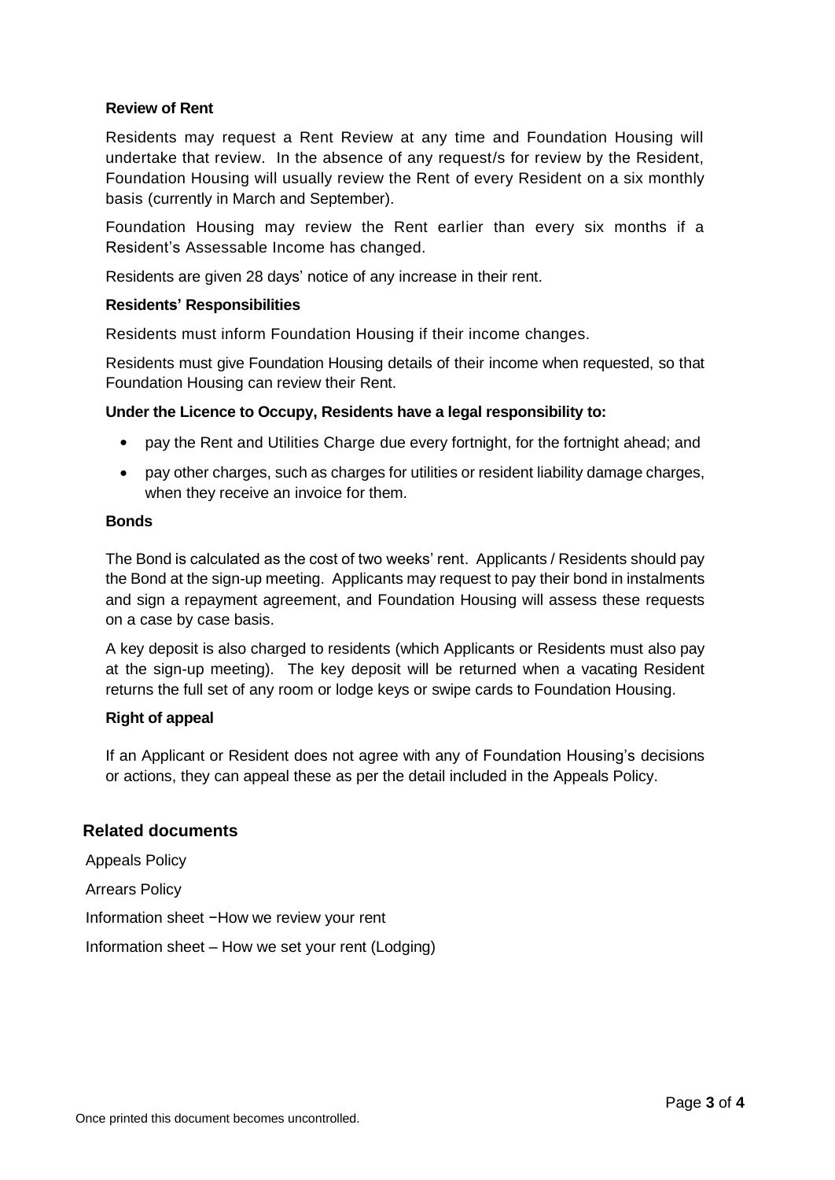### Review of Rent

Residents may request a Rent Review at any time and Foundation Housing will undertake that review. In the absence of any request/s for review by the Resident, Foundation Housing will usually review the Rent of every Resident on a six monthly basis (currently in March and September).

Foundation Housing may review the Rent earlier than every six months if a Resident's Assessable Income has changed.

Residents are given 28 days' notice of any increase in their rent.

### Residents' Responsibilities

Residents must inform Foundation Housing if their income changes.

Residents must give Foundation Housing details of their income when requested, so that Foundation Housing can review their Rent.

**Under the Licence to Occupy, Residents have a legal responsibility to:**

- pay the Rent and Utilities Charge due every fortnight, for the fortnight ahead; and
- pay other charges, such as charges for utilities or resident liability damage charges, when they receive an invoice for them.

### Bonds

The Bond is calculated as the cost of two weeks' rent. Applicants / Residents should pay the Bond at the sign-up meeting. Applicants may request to pay their bond in instalments and sign a repayment agreement, and Foundation Housing will assess these requests on a case by case basis.

A key deposit is also charged to residents (which Applicants or Residents must also pay at the sign-up meeting). The key deposit will be returned when a vacating Resident returns the full set of any room or lodge keys or swipe cards to Foundation Housing.

### Right of appeal

If an Applicant or Resident does not agree with any of Foundation Housing's decisions or actions, they can appeal these as per the detail included in the Appeals Policy.

## Related documents

Appeals Policy

Arrears Policy

Information sheet −How we review your rent

Information sheet – How we set your rent (Lodging)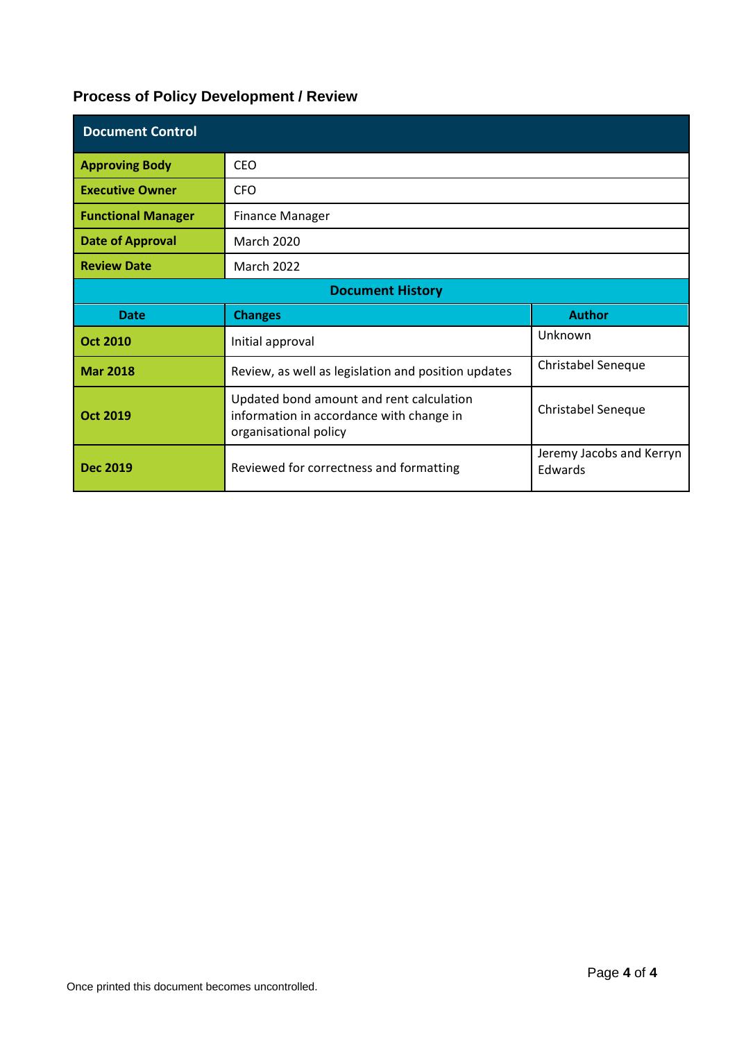## Process of Policy Development / Review

| Document Control | | |
|---|---|---|
| **Approving Body** | CEO | |
| **Executive Owner** | CFO | |
| **Functional Manager** | Finance Manager | |
| **Date of Approval** | March 2020 | |
| **Review Date** | March 2022 | |
| **Document History** | | |
| **Date** | **Changes** | **Author** |
| **Oct 2010** | Initial approval | Unknown |
| **Mar 2018** | Review, as well as legislation and position updates | Christabel Seneque |
| **Oct 2019** | Updated bond amount and rent calculation information in accordance with change in organisational policy | Christabel Seneque |
| **Dec 2019** | Reviewed for correctness and formatting | Jeremy Jacobs and Kerryn Edwards |

Once printed this document becomes uncontrolled.